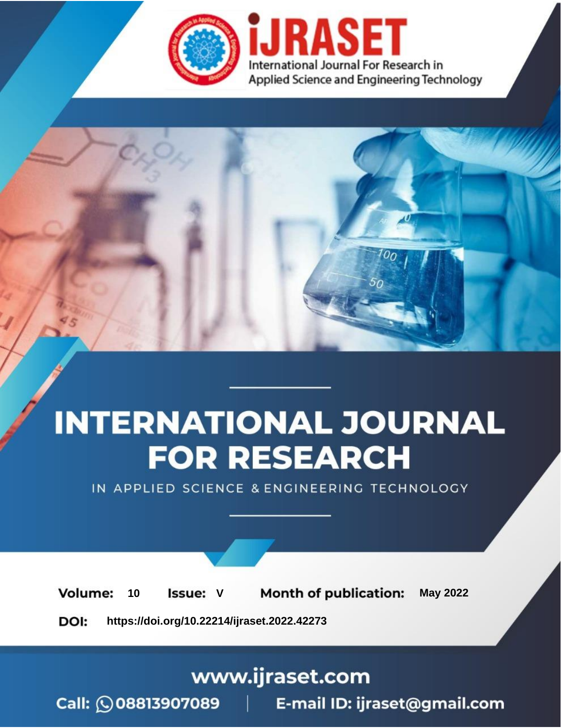# INTERNATIONAL JOURNAL FOR RESEARCH

IN APPLIED SCIENCE & ENGINEERING TECHNOLOGY

**Volume:** 10 **Issue:** V **Month of publication:** May 2022

**DOI:** https://doi.org/10.22214/ijraset.2022.42273

www.ijraset.com

Call: 08813907089 | E-mail ID: ijraset@gmail.com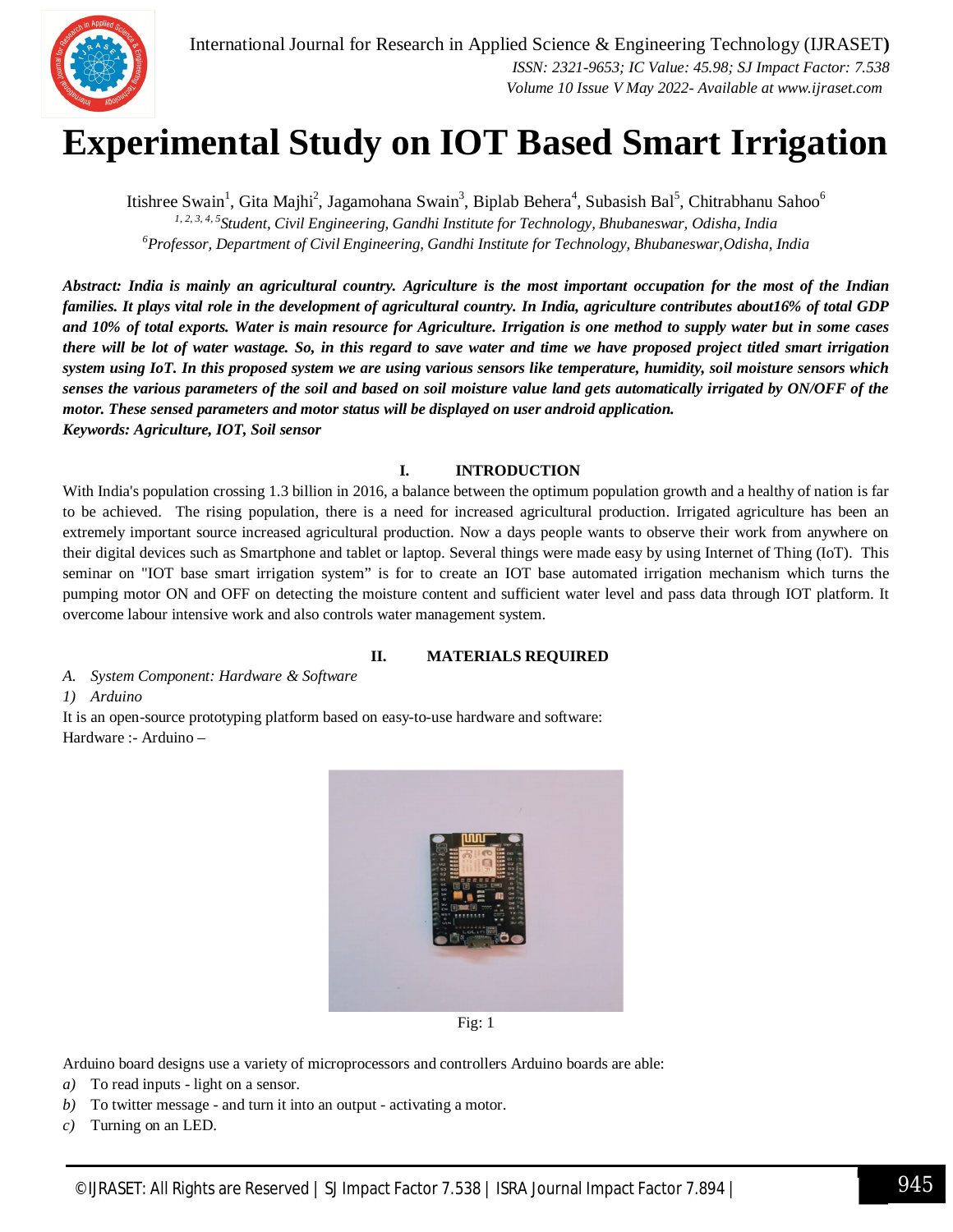# Experimental Study on IOT Based Smart Irrigation

Itishree Swain[1], Gita Majhi[2], Jagamohana Swain[3], Biplab Behera[4], Subasish Bal[5], Chitrabhanu Sahoo[6]

*[1, 2, 3, 4, 5]Student, Civil Engineering, Gandhi Institute for Technology, Bhubaneswar, Odisha, India*

*[6]Professor, Department of Civil Engineering, Gandhi Institute for Technology, Bhubaneswar,Odisha, India*

***Abstract:** India is mainly an agricultural country. Agriculture is the most important occupation for the most of the Indian families. It plays vital role in the development of agricultural country. In India, agriculture contributes about16% of total GDP and 10% of total exports. Water is main resource for Agriculture. Irrigation is one method to supply water but in some cases there will be lot of water wastage. So, in this regard to save water and time we have proposed project titled smart irrigation system using IoT. In this proposed system we are using various sensors like temperature, humidity, soil moisture sensors which senses the various parameters of the soil and based on soil moisture value land gets automatically irrigated by ON/OFF of the motor. These sensed parameters and motor status will be displayed on user android application.*

***Keywords:** Agriculture, IOT, Soil sensor*

## I. INTRODUCTION

With India's population crossing 1.3 billion in 2016, a balance between the optimum population growth and a healthy of nation is far to be achieved. The rising population, there is a need for increased agricultural production. Irrigated agriculture has been an extremely important source increased agricultural production. Now a days people wants to observe their work from anywhere on their digital devices such as Smartphone and tablet or laptop. Several things were made easy by using Internet of Thing (IoT). This seminar on "IOT base smart irrigation system" is for to create an IOT base automated irrigation mechanism which turns the pumping motor ON and OFF on detecting the moisture content and sufficient water level and pass data through IOT platform. It overcome labour intensive work and also controls water management system.

## II. MATERIALS REQUIRED

### *A. System Component: Hardware & Software*

#### *1) Arduino*

It is an open-source prototyping platform based on easy-to-use hardware and software:

Hardware :- Arduino –

Fig: 1

Arduino board designs use a variety of microprocessors and controllers Arduino boards are able:

*a)* To read inputs - light on a sensor.

*b)* To twitter message - and turn it into an output - activating a motor.

*c)* Turning on an LED.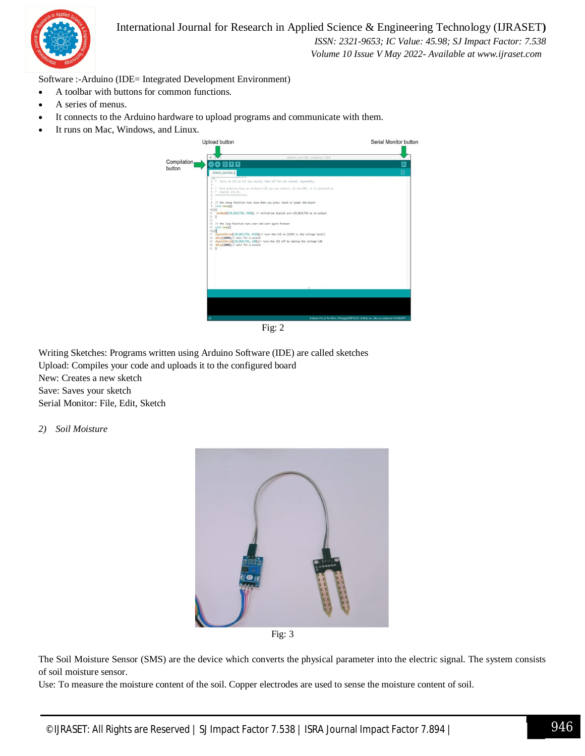Software :-Arduino (IDE= Integrated Development Environment)

- A toolbar with buttons for common functions.
- A series of menus.
- It connects to the Arduino hardware to upload programs and communicate with them.
- It runs on Mac, Windows, and Linux.

Fig: 2

Writing Sketches: Programs written using Arduino Software (IDE) are called sketches
Upload: Compiles your code and uploads it to the configured board
New: Creates a new sketch
Save: Saves your sketch
Serial Monitor: File, Edit, Sketch

*2) Soil Moisture*

Fig: 3

The Soil Moisture Sensor (SMS) are the device which converts the physical parameter into the electric signal. The system consists of soil moisture sensor.
Use: To measure the moisture content of the soil. Copper electrodes are used to sense the moisture content of soil.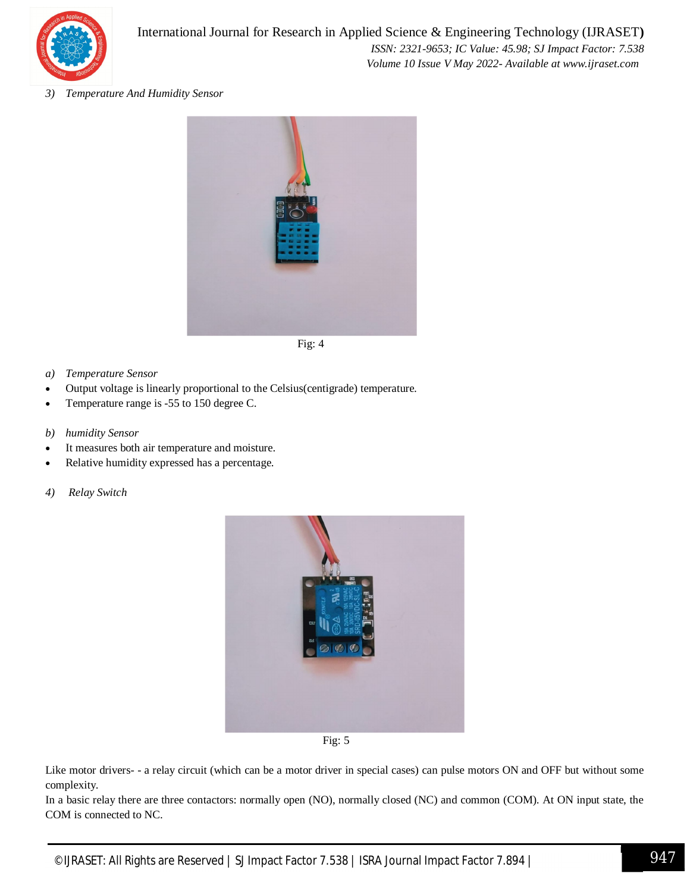*3) Temperature And Humidity Sensor*

Fig: 4

*a) Temperature Sensor*

- Output voltage is linearly proportional to the Celsius(centigrade) temperature.
- Temperature range is -55 to 150 degree C.

*b) humidity Sensor*

- It measures both air temperature and moisture.
- Relative humidity expressed has a percentage.

*4) Relay Switch*

Fig: 5

Like motor drivers- - a relay circuit (which can be a motor driver in special cases) can pulse motors ON and OFF but without some complexity.

In a basic relay there are three contactors: normally open (NO), normally closed (NC) and common (COM). At ON input state, the COM is connected to NC.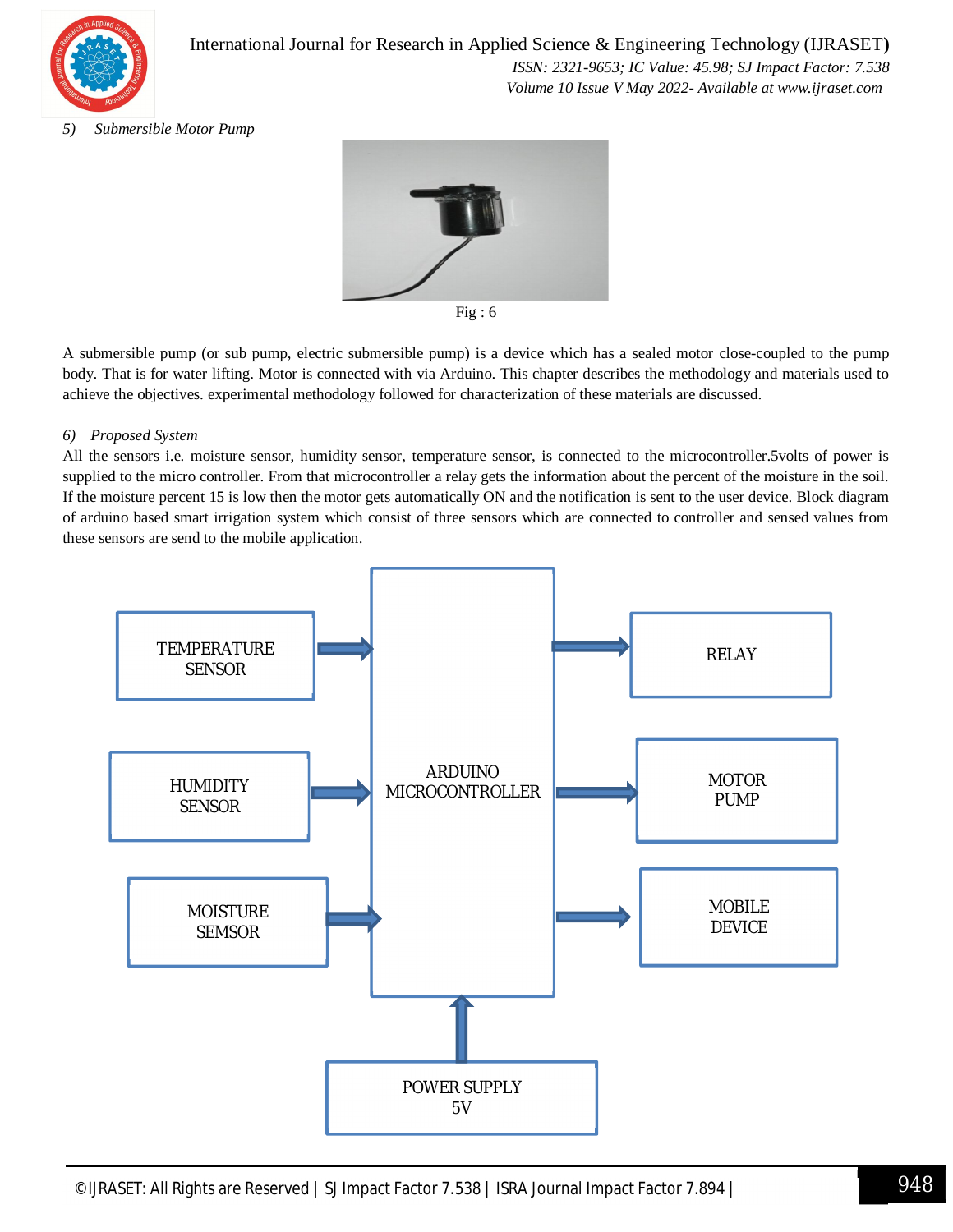*5) Submersible Motor Pump*

Fig : 6

A submersible pump (or sub pump, electric submersible pump) is a device which has a sealed motor close-coupled to the pump body. That is for water lifting. Motor is connected with via Arduino. This chapter describes the methodology and materials used to achieve the objectives. experimental methodology followed for characterization of these materials are discussed.

*6) Proposed System*

All the sensors i.e. moisture sensor, humidity sensor, temperature sensor, is connected to the microcontroller.5volts of power is supplied to the micro controller. From that microcontroller a relay gets the information about the percent of the moisture in the soil. If the moisture percent 15 is low then the motor gets automatically ON and the notification is sent to the user device. Block diagram of arduino based smart irrigation system which consist of three sensors which are connected to controller and sensed values from these sensors are send to the mobile application.

TEMPERATURE SENSOR

HUMIDITY SENSOR

MOISTURE SEMSOR

ARDUINO MICROCONTROLLER

RELAY

MOTOR PUMP

MOBILE DEVICE

POWER SUPPLY 5V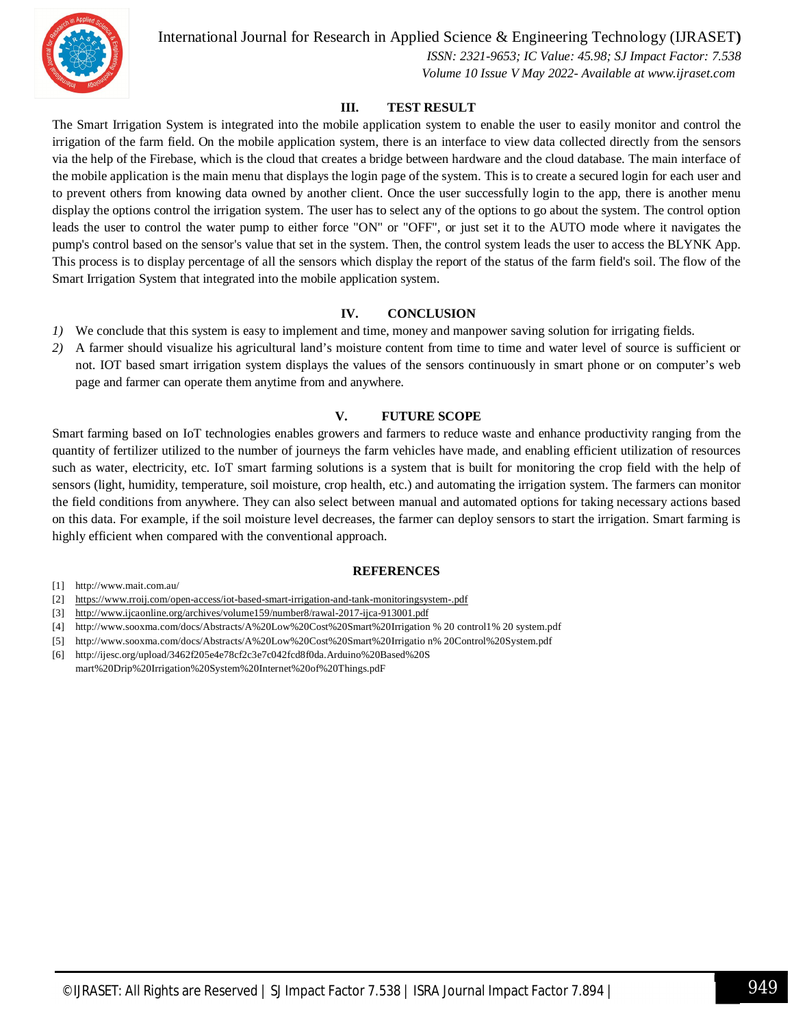## III. TEST RESULT

The Smart Irrigation System is integrated into the mobile application system to enable the user to easily monitor and control the irrigation of the farm field. On the mobile application system, there is an interface to view data collected directly from the sensors via the help of the Firebase, which is the cloud that creates a bridge between hardware and the cloud database. The main interface of the mobile application is the main menu that displays the login page of the system. This is to create a secured login for each user and to prevent others from knowing data owned by another client. Once the user successfully login to the app, there is another menu display the options control the irrigation system. The user has to select any of the options to go about the system. The control option leads the user to control the water pump to either force "ON" or "OFF", or just set it to the AUTO mode where it navigates the pump's control based on the sensor's value that set in the system. Then, the control system leads the user to access the BLYNK App. This process is to display percentage of all the sensors which display the report of the status of the farm field's soil. The flow of the Smart Irrigation System that integrated into the mobile application system.

## IV. CONCLUSION

1) We conclude that this system is easy to implement and time, money and manpower saving solution for irrigating fields.
2) A farmer should visualize his agricultural land's moisture content from time to time and water level of source is sufficient or not. IOT based smart irrigation system displays the values of the sensors continuously in smart phone or on computer's web page and farmer can operate them anytime from and anywhere.

## V. FUTURE SCOPE

Smart farming based on IoT technologies enables growers and farmers to reduce waste and enhance productivity ranging from the quantity of fertilizer utilized to the number of journeys the farm vehicles have made, and enabling efficient utilization of resources such as water, electricity, etc. IoT smart farming solutions is a system that is built for monitoring the crop field with the help of sensors (light, humidity, temperature, soil moisture, crop health, etc.) and automating the irrigation system. The farmers can monitor the field conditions from anywhere. They can also select between manual and automated options for taking necessary actions based on this data. For example, if the soil moisture level decreases, the farmer can deploy sensors to start the irrigation. Smart farming is highly efficient when compared with the conventional approach.

## REFERENCES

[1] http://www.mait.com.au/

[2] https://www.rroij.com/open-access/iot-based-smart-irrigation-and-tank-monitoringsystem-.pdf

[3] http://www.ijcaonline.org/archives/volume159/number8/rawal-2017-ijca-913001.pdf

[4] http://www.sooxma.com/docs/Abstracts/A%20Low%20Cost%20Smart%20Irrigation % 20 control1% 20 system.pdf

[5] http://www.sooxma.com/docs/Abstracts/A%20Low%20Cost%20Smart%20Irrigatio n% 20Control%20System.pdf

[6] http://ijesc.org/upload/3462f205e4e78cf2c3e7c042fcd8f0da.Arduino%20Based%20S mart%20Drip%20Irrigation%20System%20Internet%20of%20Things.pdF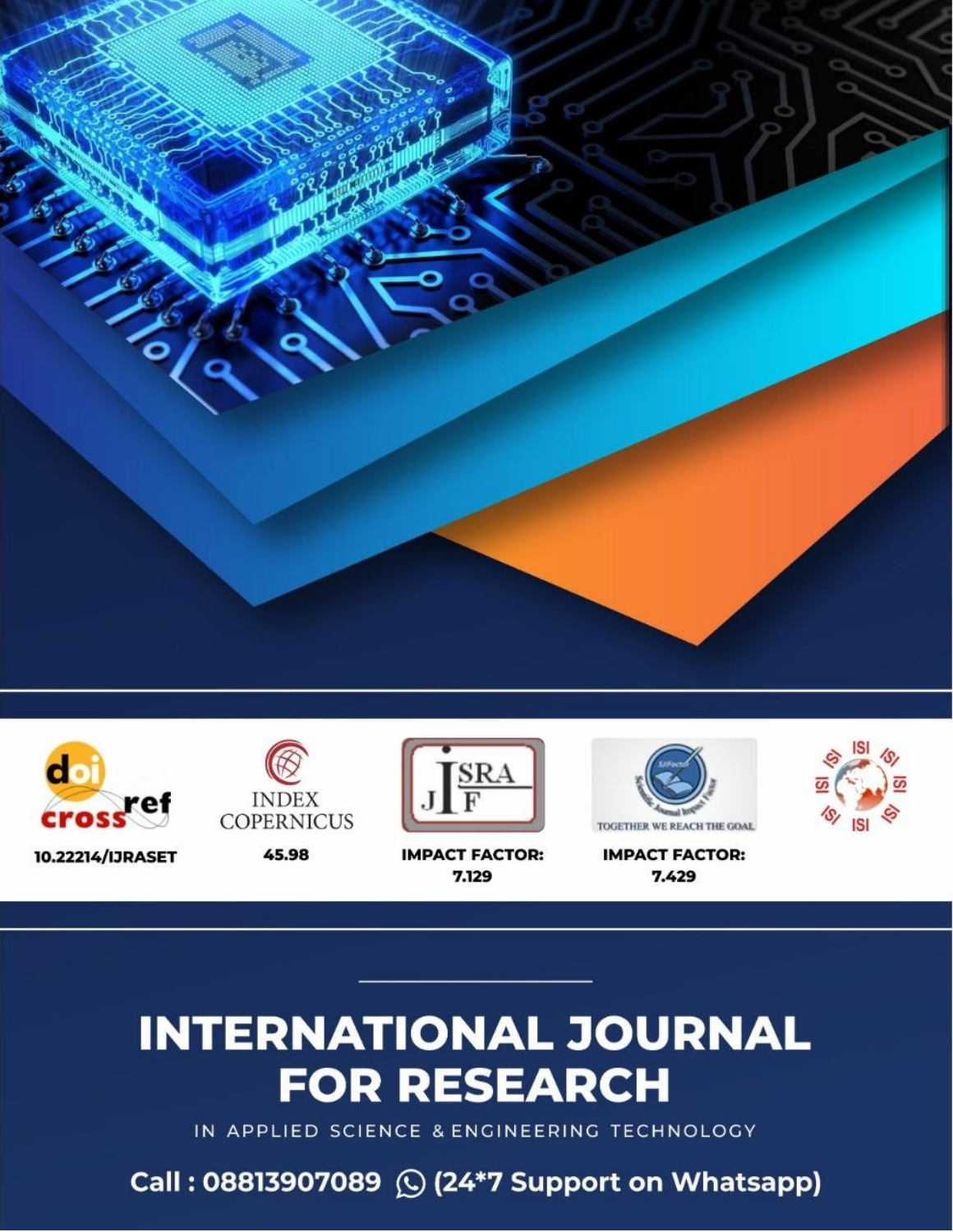10.22214/IJRASET

INDEX COPERNICUS

45.98

IMPACT FACTOR: 7.129

IMPACT FACTOR: 7.429

# INTERNATIONAL JOURNAL FOR RESEARCH

IN APPLIED SCIENCE & ENGINEERING TECHNOLOGY

Call : 08813907089 (24*7 Support on Whatsapp)